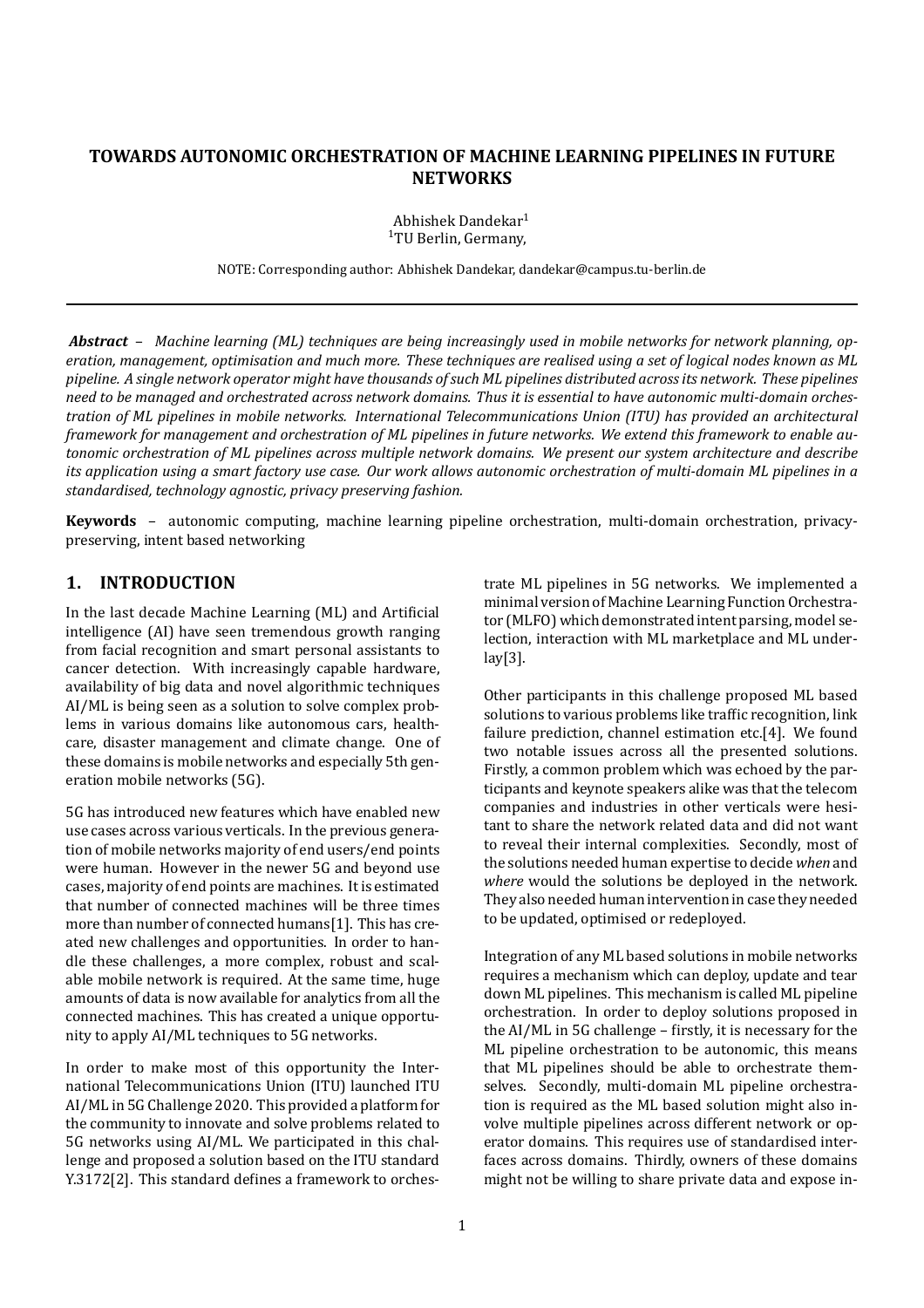# TOWARDS AUTONOMIC ORCHESTRATION OF MACHINE LEARNING PIPELINES IN FUTURE NETWORKS

Abhishek Dandekar[1]
[1]TU Berlin, Germany,

NOTE: Corresponding author: Abhishek Dandekar, dandekar@campus.tu-berlin.de

***Abstract*** – *Machine learning (ML) techniques are being increasingly used in mobile networks for network planning, operation, management, optimisation and much more. These techniques are realised using a set of logical nodes known as ML pipeline. A single network operator might have thousands of such ML pipelines distributed across its network. These pipelines need to be managed and orchestrated across network domains. Thus it is essential to have autonomic multi-domain orchestration of ML pipelines in mobile networks. International Telecommunications Union (ITU) has provided an architectural framework for management and orchestration of ML pipelines in future networks. We extend this framework to enable autonomic orchestration of ML pipelines across multiple network domains. We present our system architecture and describe its application using a smart factory use case. Our work allows autonomic orchestration of multi-domain ML pipelines in a standardised, technology agnostic, privacy preserving fashion.*

**Keywords** – autonomic computing, machine learning pipeline orchestration, multi-domain orchestration, privacy-preserving, intent based networking

## 1. INTRODUCTION

In the last decade Machine Learning (ML) and Artificial intelligence (AI) have seen tremendous growth ranging from facial recognition and smart personal assistants to cancer detection. With increasingly capable hardware, availability of big data and novel algorithmic techniques AI/ML is being seen as a solution to solve complex problems in various domains like autonomous cars, healthcare, disaster management and climate change. One of these domains is mobile networks and especially 5th generation mobile networks (5G).

5G has introduced new features which have enabled new use cases across various verticals. In the previous generation of mobile networks majority of end users/end points were human. However in the newer 5G and beyond use cases, majority of end points are machines. It is estimated that number of connected machines will be three times more than number of connected humans[1]. This has created new challenges and opportunities. In order to handle these challenges, a more complex, robust and scalable mobile network is required. At the same time, huge amounts of data is now available for analytics from all the connected machines. This has created a unique opportunity to apply AI/ML techniques to 5G networks.

In order to make most of this opportunity the International Telecommunications Union (ITU) launched ITU AI/ML in 5G Challenge 2020. This provided a platform for the community to innovate and solve problems related to 5G networks using AI/ML. We participated in this challenge and proposed a solution based on the ITU standard Y.3172[2]. This standard defines a framework to orchestrate ML pipelines in 5G networks. We implemented a minimal version of Machine Learning Function Orchestrator (MLFO) which demonstrated intent parsing, model selection, interaction with ML marketplace and ML underlay[3].

Other participants in this challenge proposed ML based solutions to various problems like traffic recognition, link failure prediction, channel estimation etc.[4]. We found two notable issues across all the presented solutions. Firstly, a common problem which was echoed by the participants and keynote speakers alike was that the telecom companies and industries in other verticals were hesitant to share the network related data and did not want to reveal their internal complexities. Secondly, most of the solutions needed human expertise to decide *when* and *where* would the solutions be deployed in the network. They also needed human intervention in case they needed to be updated, optimised or redeployed.

Integration of any ML based solutions in mobile networks requires a mechanism which can deploy, update and tear down ML pipelines. This mechanism is called ML pipeline orchestration. In order to deploy solutions proposed in the AI/ML in 5G challenge – firstly, it is necessary for the ML pipeline orchestration to be autonomic, this means that ML pipelines should be able to orchestrate themselves. Secondly, multi-domain ML pipeline orchestration is required as the ML based solution might also involve multiple pipelines across different network or operator domains. This requires use of standardised interfaces across domains. Thirdly, owners of these domains might not be willing to share private data and expose in-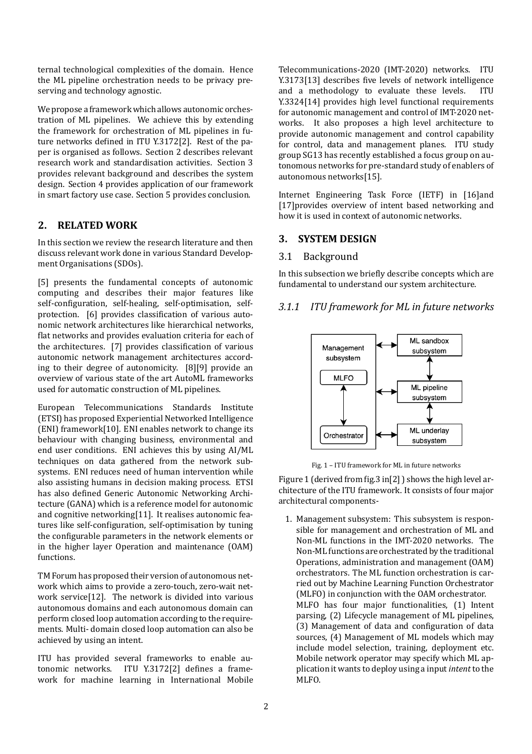ternal technological complexities of the domain. Hence the ML pipeline orchestration needs to be privacy preserving and technology agnostic.

We propose a framework which allows autonomic orchestration of ML pipelines. We achieve this by extending the framework for orchestration of ML pipelines in future networks defined in ITU Y.3172[2]. Rest of the paper is organised as follows. Section 2 describes relevant research work and standardisation activities. Section 3 provides relevant background and describes the system design. Section 4 provides application of our framework in smart factory use case. Section 5 provides conclusion.

## 2. RELATED WORK

In this section we review the research literature and then discuss relevant work done in various Standard Development Organisations (SDOs).

[5] presents the fundamental concepts of autonomic computing and describes their major features like self-configuration, self-healing, self-optimisation, self-protection. [6] provides classification of various autonomic network architectures like hierarchical networks, flat networks and provides evaluation criteria for each of the architectures. [7] provides classification of various autonomic network management architectures according to their degree of autonomicity. [8][9] provide an overview of various state of the art AutoML frameworks used for automatic construction of ML pipelines.

European Telecommunications Standards Institute (ETSI) has proposed Experiential Networked Intelligence (ENI) framework[10]. ENI enables network to change its behaviour with changing business, environmental and end user conditions. ENI achieves this by using AI/ML techniques on data gathered from the network subsystems. ENI reduces need of human intervention while also assisting humans in decision making process. ETSI has also defined Generic Autonomic Networking Architecture (GANA) which is a reference model for autonomic and cognitive networking[11]. It realises autonomic features like self-configuration, self-optimisation by tuning the configurable parameters in the network elements or in the higher layer Operation and maintenance (OAM) functions.

TM Forum has proposed their version of autonomous network which aims to provide a zero-touch, zero-wait network service[12]. The network is divided into various autonomous domains and each autonomous domain can perform closed loop automation according to the requirements. Multi- domain closed loop automation can also be achieved by using an intent.

ITU has provided several frameworks to enable autonomic networks. ITU Y.3172[2] defines a framework for machine learning in International Mobile Telecommunications-2020 (IMT-2020) networks. ITU Y.3173[13] describes five levels of network intelligence and a methodology to evaluate these levels. ITU Y.3324[14] provides high level functional requirements for autonomic management and control of IMT-2020 networks. It also proposes a high level architecture to provide autonomic management and control capability for control, data and management planes. ITU study group SG13 has recently established a focus group on autonomous networks for pre-standard study of enablers of autonomous networks[15].

Internet Engineering Task Force (IETF) in [16]and [17]provides overview of intent based networking and how it is used in context of autonomic networks.

## 3. SYSTEM DESIGN

### 3.1 Background

In this subsection we briefly describe concepts which are fundamental to understand our system architecture.

#### *3.1.1 ITU framework for ML in future networks*

Fig. 1 – ITU framework for ML in future networks

Figure 1 (derived from fig.3 in[2] ) shows the high level architecture of the ITU framework. It consists of four major architectural components-

1. Management subsystem: This subsystem is responsible for management and orchestration of ML and Non-ML functions in the IMT-2020 networks. The Non-ML functions are orchestrated by the traditional Operations, administration and management (OAM) orchestrators. The ML function orchestration is carried out by Machine Learning Function Orchestrator (MLFO) in conjunction with the OAM orchestrator.
   MLFO has four major functionalities, (1) Intent parsing, (2) Lifecycle management of ML pipelines, (3) Management of data and configuration of data sources, (4) Management of ML models which may include model selection, training, deployment etc. Mobile network operator may specify which ML application it wants to deploy using a input *intent* to the MLFO.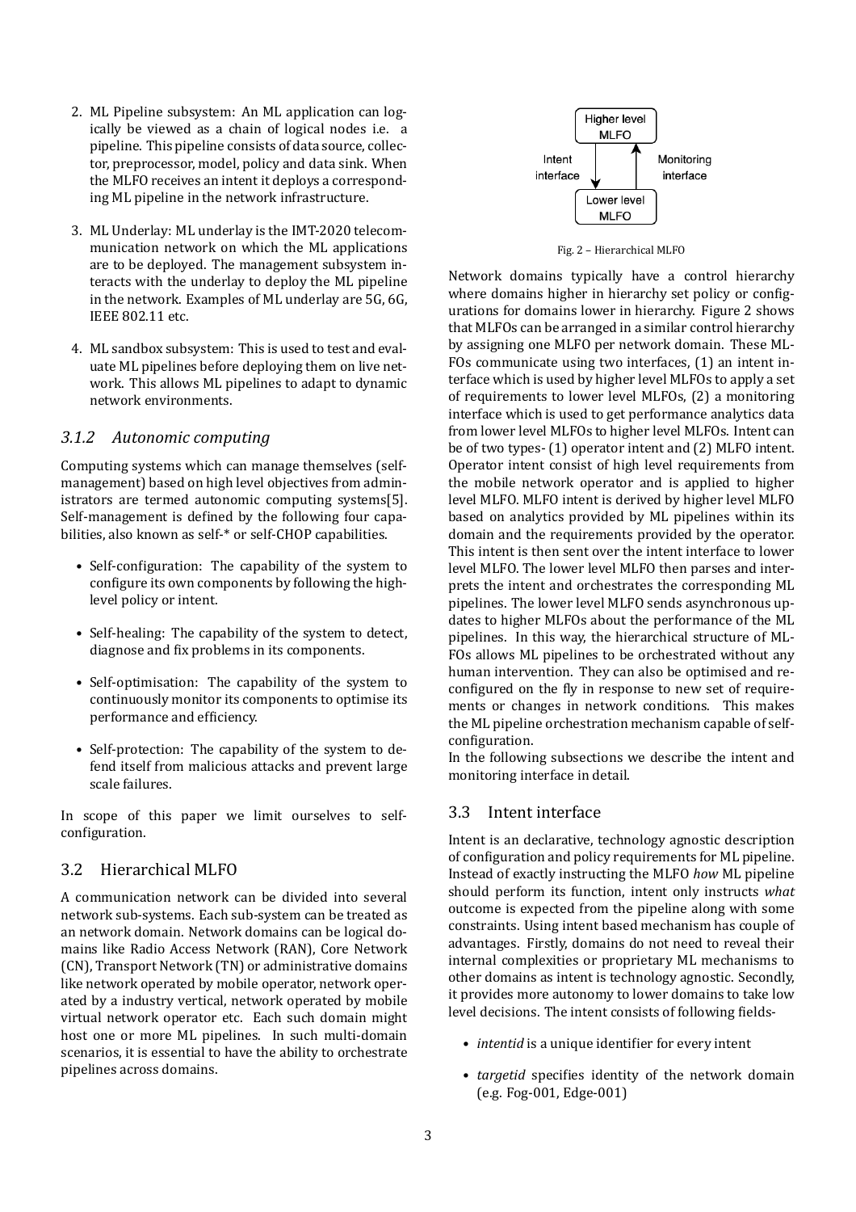2. ML Pipeline subsystem: An ML application can logically be viewed as a chain of logical nodes i.e. a pipeline. This pipeline consists of data source, collector, preprocessor, model, policy and data sink. When the MLFO receives an intent it deploys a corresponding ML pipeline in the network infrastructure.

3. ML Underlay: ML underlay is the IMT-2020 telecommunication network on which the ML applications are to be deployed. The management subsystem interacts with the underlay to deploy the ML pipeline in the network. Examples of ML underlay are 5G, 6G, IEEE 802.11 etc.

4. ML sandbox subsystem: This is used to test and evaluate ML pipelines before deploying them on live network. This allows ML pipelines to adapt to dynamic network environments.

### 3.1.2 Autonomic computing

Computing systems which can manage themselves (self-management) based on high level objectives from administrators are termed autonomic computing systems[5]. Self-management is defined by the following four capabilities, also known as self-* or self-CHOP capabilities.

- Self-configuration: The capability of the system to configure its own components by following the high-level policy or intent.
- Self-healing: The capability of the system to detect, diagnose and fix problems in its components.
- Self-optimisation: The capability of the system to continuously monitor its components to optimise its performance and efficiency.
- Self-protection: The capability of the system to defend itself from malicious attacks and prevent large scale failures.

In scope of this paper we limit ourselves to self-configuration.

## 3.2 Hierarchical MLFO

A communication network can be divided into several network sub-systems. Each sub-system can be treated as an network domain. Network domains can be logical domains like Radio Access Network (RAN), Core Network (CN), Transport Network (TN) or administrative domains like network operated by mobile operator, network operated by a industry vertical, network operated by mobile virtual network operator etc. Each such domain might host one or more ML pipelines. In such multi-domain scenarios, it is essential to have the ability to orchestrate pipelines across domains.

Fig. 2 – Hierarchical MLFO

Network domains typically have a control hierarchy where domains higher in hierarchy set policy or configurations for domains lower in hierarchy. Figure 2 shows that MLFOs can be arranged in a similar control hierarchy by assigning one MLFO per network domain. These MLFOs communicate using two interfaces, (1) an intent interface which is used by higher level MLFOs to apply a set of requirements to lower level MLFOs, (2) a monitoring interface which is used to get performance analytics data from lower level MLFOs to higher level MLFOs. Intent can be of two types- (1) operator intent and (2) MLFO intent. Operator intent consist of high level requirements from the mobile network operator and is applied to higher level MLFO. MLFO intent is derived by higher level MLFO based on analytics provided by ML pipelines within its domain and the requirements provided by the operator. This intent is then sent over the intent interface to lower level MLFO. The lower level MLFO then parses and interprets the intent and orchestrates the corresponding ML pipelines. The lower level MLFO sends asynchronous updates to higher MLFOs about the performance of the ML pipelines. In this way, the hierarchical structure of MLFOs allows ML pipelines to be orchestrated without any human intervention. They can also be optimised and reconfigured on the fly in response to new set of requirements or changes in network conditions. This makes the ML pipeline orchestration mechanism capable of self-configuration.

In the following subsections we describe the intent and monitoring interface in detail.

## 3.3 Intent interface

Intent is an declarative, technology agnostic description of configuration and policy requirements for ML pipeline. Instead of exactly instructing the MLFO *how* ML pipeline should perform its function, intent only instructs *what* outcome is expected from the pipeline along with some constraints. Using intent based mechanism has couple of advantages. Firstly, domains do not need to reveal their internal complexities or proprietary ML mechanisms to other domains as intent is technology agnostic. Secondly, it provides more autonomy to lower domains to take low level decisions. The intent consists of following fields-

- *intentid* is a unique identifier for every intent
- *targetid* specifies identity of the network domain (e.g. Fog-001, Edge-001)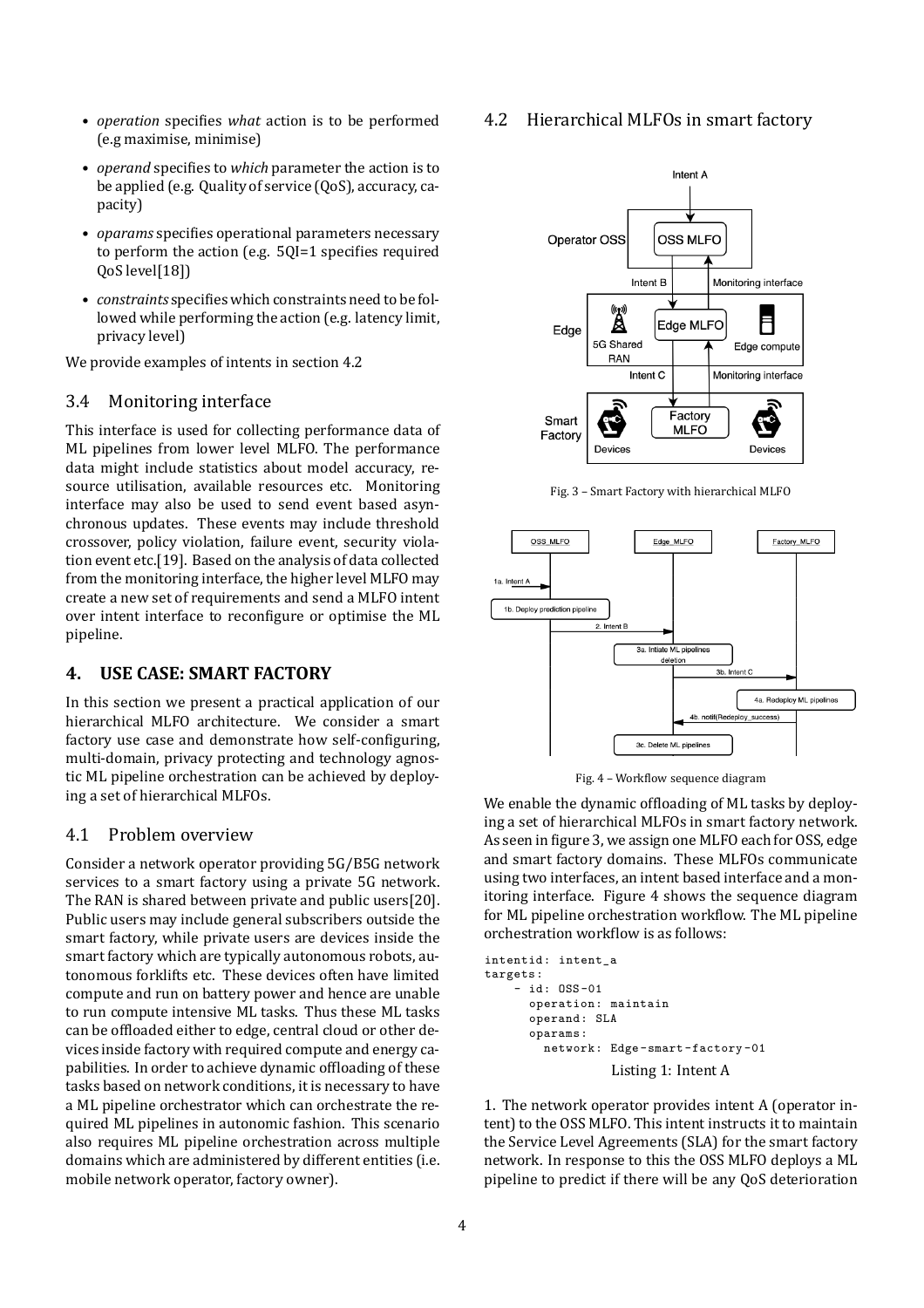- *operation* specifies *what* action is to be performed (e.g maximise, minimise)
- *operand* specifies to *which* parameter the action is to be applied (e.g. Quality of service (QoS), accuracy, capacity)
- *oparams* specifies operational parameters necessary to perform the action (e.g. 5QI=1 specifies required QoS level[18])
- *constraints* specifies which constraints need to be followed while performing the action (e.g. latency limit, privacy level)

We provide examples of intents in section 4.2

### 3.4 Monitoring interface

This interface is used for collecting performance data of ML pipelines from lower level MLFO. The performance data might include statistics about model accuracy, resource utilisation, available resources etc. Monitoring interface may also be used to send event based asynchronous updates. These events may include threshold crossover, policy violation, failure event, security violation event etc.[19]. Based on the analysis of data collected from the monitoring interface, the higher level MLFO may create a new set of requirements and send a MLFO intent over intent interface to reconfigure or optimise the ML pipeline.

## 4. USE CASE: SMART FACTORY

In this section we present a practical application of our hierarchical MLFO architecture. We consider a smart factory use case and demonstrate how self-configuring, multi-domain, privacy protecting and technology agnostic ML pipeline orchestration can be achieved by deploying a set of hierarchical MLFOs.

### 4.1 Problem overview

Consider a network operator providing 5G/B5G network services to a smart factory using a private 5G network. The RAN is shared between private and public users[20]. Public users may include general subscribers outside the smart factory, while private users are devices inside the smart factory which are typically autonomous robots, autonomous forklifts etc. These devices often have limited compute and run on battery power and hence are unable to run compute intensive ML tasks. Thus these ML tasks can be offloaded either to edge, central cloud or other devices inside factory with required compute and energy capabilities. In order to achieve dynamic offloading of these tasks based on network conditions, it is necessary to have a ML pipeline orchestrator which can orchestrate the required ML pipelines in autonomic fashion. This scenario also requires ML pipeline orchestration across multiple domains which are administered by different entities (i.e. mobile network operator, factory owner).

### 4.2 Hierarchical MLFOs in smart factory

Fig. 3 – Smart Factory with hierarchical MLFO

Fig. 4 – Workflow sequence diagram

We enable the dynamic offloading of ML tasks by deploying a set of hierarchical MLFOs in smart factory network. As seen in figure 3, we assign one MLFO each for OSS, edge and smart factory domains. These MLFOs communicate using two interfaces, an intent based interface and a monitoring interface. Figure 4 shows the sequence diagram for ML pipeline orchestration workflow. The ML pipeline orchestration workflow is as follows:

```
intentid: intent_a
targets:
    - id: OSS-01
      operation: maintain
      operand: SLA
      oparams:
        network: Edge-smart-factory-01
```

Listing 1: Intent A

1. The network operator provides intent A (operator intent) to the OSS MLFO. This intent instructs it to maintain the Service Level Agreements (SLA) for the smart factory network. In response to this the OSS MLFO deploys a ML pipeline to predict if there will be any QoS deterioration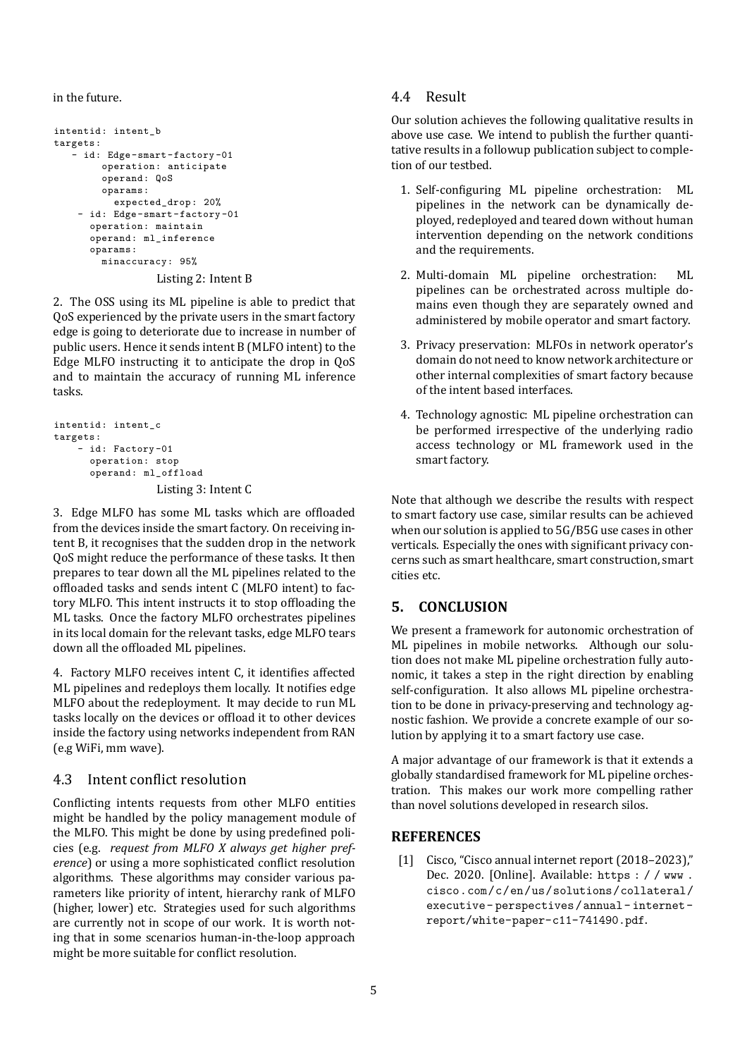in the future.

```
intentid: intent_b
targets:
   - id: Edge-smart-factory-01
        operation: anticipate
        operand: QoS
        oparams:
          expected_drop: 20%
    - id: Edge-smart-factory-01
      operation: maintain
      operand: ml_inference
      oparams:
        minaccuracy: 95%
```

Listing 2: Intent B

2. The OSS using its ML pipeline is able to predict that QoS experienced by the private users in the smart factory edge is going to deteriorate due to increase in number of public users. Hence it sends intent B (MLFO intent) to the Edge MLFO instructing it to anticipate the drop in QoS and to maintain the accuracy of running ML inference tasks.

```
intentid: intent_c
targets:
    - id: Factory-01
      operation: stop
      operand: ml_offload
```

Listing 3: Intent C

3. Edge MLFO has some ML tasks which are offloaded from the devices inside the smart factory. On receiving intent B, it recognises that the sudden drop in the network QoS might reduce the performance of these tasks. It then prepares to tear down all the ML pipelines related to the offloaded tasks and sends intent C (MLFO intent) to factory MLFO. This intent instructs it to stop offloading the ML tasks. Once the factory MLFO orchestrates pipelines in its local domain for the relevant tasks, edge MLFO tears down all the offloaded ML pipelines.

4. Factory MLFO receives intent C, it identifies affected ML pipelines and redeploys them locally. It notifies edge MLFO about the redeployment. It may decide to run ML tasks locally on the devices or offload it to other devices inside the factory using networks independent from RAN (e.g WiFi, mm wave).

### 4.3 Intent conflict resolution

Conflicting intents requests from other MLFO entities might be handled by the policy management module of the MLFO. This might be done by using predefined policies (e.g. *request from MLFO X always get higher preference*) or using a more sophisticated conflict resolution algorithms. These algorithms may consider various parameters like priority of intent, hierarchy rank of MLFO (higher, lower) etc. Strategies used for such algorithms are currently not in scope of our work. It is worth noting that in some scenarios human-in-the-loop approach might be more suitable for conflict resolution.

### 4.4 Result

Our solution achieves the following qualitative results in above use case. We intend to publish the further quantitative results in a followup publication subject to completion of our testbed.

1. Self-configuring ML pipeline orchestration: ML pipelines in the network can be dynamically deployed, redeployed and teared down without human intervention depending on the network conditions and the requirements.

2. Multi-domain ML pipeline orchestration: ML pipelines can be orchestrated across multiple domains even though they are separately owned and administered by mobile operator and smart factory.

3. Privacy preservation: MLFOs in network operator's domain do not need to know network architecture or other internal complexities of smart factory because of the intent based interfaces.

4. Technology agnostic: ML pipeline orchestration can be performed irrespective of the underlying radio access technology or ML framework used in the smart factory.

Note that although we describe the results with respect to smart factory use case, similar results can be achieved when our solution is applied to 5G/B5G use cases in other verticals. Especially the ones with significant privacy concerns such as smart healthcare, smart construction, smart cities etc.

## 5. CONCLUSION

We present a framework for autonomic orchestration of ML pipelines in mobile networks. Although our solution does not make ML pipeline orchestration fully autonomic, it takes a step in the right direction by enabling self-configuration. It also allows ML pipeline orchestration to be done in privacy-preserving and technology agnostic fashion. We provide a concrete example of our solution by applying it to a smart factory use case.

A major advantage of our framework is that it extends a globally standardised framework for ML pipeline orchestration. This makes our work more compelling rather than novel solutions developed in research silos.

## REFERENCES

[1] Cisco, "Cisco annual internet report (2018–2023)," Dec. 2020. [Online]. Available: https://www.cisco.com/c/en/us/solutions/collateral/executive-perspectives/annual-internet-report/white-paper-c11-741490.pdf.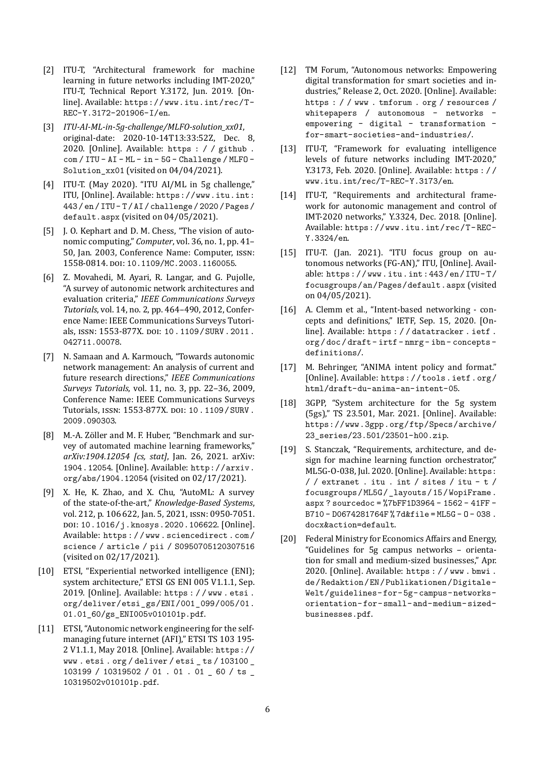[2] ITU-T, "Architectural framework for machine learning in future networks including IMT-2020," ITU-T, Technical Report Y.3172, Jun. 2019. [Online]. Available: https://www.itu.int/rec/T-REC-Y.3172-201906-I/en.

[3] *ITU-AI-ML-in-5g-challenge/MLFO-solution_xx01*, original-date: 2020-10-14T13:33:52Z, Dec. 8, 2020. [Online]. Available: https://github.com/ITU-AI-ML-in-5G-Challenge/MLFO-Solution_xx01 (visited on 04/04/2021).

[4] ITU-T. (May 2020). "ITU AI/ML in 5g challenge," ITU, [Online]. Available: https://www.itu.int:443/en/ITU-T/AI/challenge/2020/Pages/default.aspx (visited on 04/05/2021).

[5] J. O. Kephart and D. M. Chess, "The vision of autonomic computing," *Computer*, vol. 36, no. 1, pp. 41–50, Jan. 2003, Conference Name: Computer, ISSN: 1558-0814. DOI: 10.1109/MC.2003.1160055.

[6] Z. Movahedi, M. Ayari, R. Langar, and G. Pujolle, "A survey of autonomic network architectures and evaluation criteria," *IEEE Communications Surveys Tutorials*, vol. 14, no. 2, pp. 464–490, 2012, Conference Name: IEEE Communications Surveys Tutorials, ISSN: 1553-877X. DOI: 10.1109/SURV.2011.042711.00078.

[7] N. Samaan and A. Karmouch, "Towards autonomic network management: An analysis of current and future research directions," *IEEE Communications Surveys Tutorials*, vol. 11, no. 3, pp. 22–36, 2009, Conference Name: IEEE Communications Surveys Tutorials, ISSN: 1553-877X. DOI: 10.1109/SURV.2009.090303.

[8] M.-A. Zöller and M. F. Huber, "Benchmark and survey of automated machine learning frameworks," *arXiv:1904.12054 [cs, stat]*, Jan. 26, 2021. arXiv: 1904.12054. [Online]. Available: http://arxiv.org/abs/1904.12054 (visited on 02/17/2021).

[9] X. He, K. Zhao, and X. Chu, "AutoML: A survey of the state-of-the-art," *Knowledge-Based Systems*, vol. 212, p. 106622, Jan. 5, 2021, ISSN: 0950-7051. DOI: 10.1016/j.knosys.2020.106622. [Online]. Available: https://www.sciencedirect.com/science/article/pii/S0950705120307516 (visited on 02/17/2021).

[10] ETSI, "Experiential networked intelligence (ENI); system architecture," ETSI GS ENI 005 V1.1.1, Sep. 2019. [Online]. Available: https://www.etsi.org/deliver/etsi_gs/ENI/001_099/005/01.01.01_60/gs_ENI005v010101p.pdf.

[11] ETSI, "Autonomic network engineering for the self-managing future internet (AFI)," ETSI TS 103 195-2 V1.1.1, May 2018. [Online]. Available: https://www.etsi.org/deliver/etsi_ts/103100_103199/10319502/01.01.01_60/ts_10319502v010101p.pdf.

[12] TM Forum, "Autonomous networks: Empowering digital transformation for smart societies and industries," Release 2, Oct. 2020. [Online]. Available: https://www.tmforum.org/resources/whitepapers/autonomous-networks-empowering-digital-transformation-for-smart-societies-and-industries/.

[13] ITU-T, "Framework for evaluating intelligence levels of future networks including IMT-2020," Y.3173, Feb. 2020. [Online]. Available: https://www.itu.int/rec/T-REC-Y.3173/en.

[14] ITU-T, "Requirements and architectural framework for autonomic management and control of IMT-2020 networks," Y.3324, Dec. 2018. [Online]. Available: https://www.itu.int/rec/T-REC-Y.3324/en.

[15] ITU-T. (Jan. 2021). "ITU focus group on autonomous networks (FG-AN)," ITU, [Online]. Available: https://www.itu.int:443/en/ITU-T/focusgroups/an/Pages/default.aspx (visited on 04/05/2021).

[16] A. Clemm et al., "Intent-based networking - concepts and definitions," IETF, Sep. 15, 2020. [Online]. Available: https://datatracker.ietf.org/doc/draft-irtf-nmrg-ibn-concepts-definitions/.

[17] M. Behringer, "ANIMA intent policy and format." [Online]. Available: https://tools.ietf.org/html/draft-du-anima-an-intent-05.

[18] 3GPP, "System architecture for the 5g system (5gs)," TS 23.501, Mar. 2021. [Online]. Available: https://www.3gpp.org/ftp/Specs/archive/23_series/23.501/23501-h00.zip.

[19] S. Stanczak, "Requirements, architecture, and design for machine learning function orchestrator," ML5G-O-038, Jul. 2020. [Online]. Available: https://extranet.itu.int/sites/itu-t/focusgroups/ML5G/_layouts/15/WopiFrame.aspx?sourcedoc=%7bFF1D3964-1562-41FF-B710-D0674281764F%7d&file=ML5G-O-038.docx&action=default.

[20] Federal Ministry for Economics Affairs and Energy, "Guidelines for 5g campus networks – orientation for small and medium-sized businesses," Apr. 2020. [Online]. Available: https://www.bmwi.de/Redaktion/EN/Publikationen/Digitale-Welt/guidelines-for-5g-campus-networks-orientation-for-small-and-medium-sized-businesses.pdf.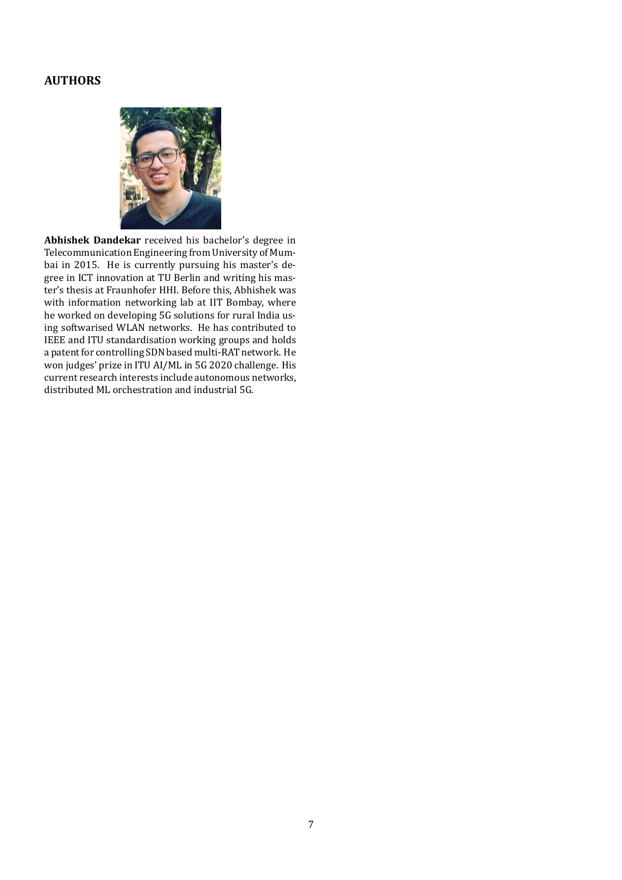## AUTHORS

**Abhishek Dandekar** received his bachelor's degree in Telecommunication Engineering from University of Mumbai in 2015. He is currently pursuing his master's degree in ICT innovation at TU Berlin and writing his master's thesis at Fraunhofer HHI. Before this, Abhishek was with information networking lab at IIT Bombay, where he worked on developing 5G solutions for rural India using softwarised WLAN networks. He has contributed to IEEE and ITU standardisation working groups and holds a patent for controlling SDN based multi-RAT network. He won judges' prize in ITU AI/ML in 5G 2020 challenge. His current research interests include autonomous networks, distributed ML orchestration and industrial 5G.